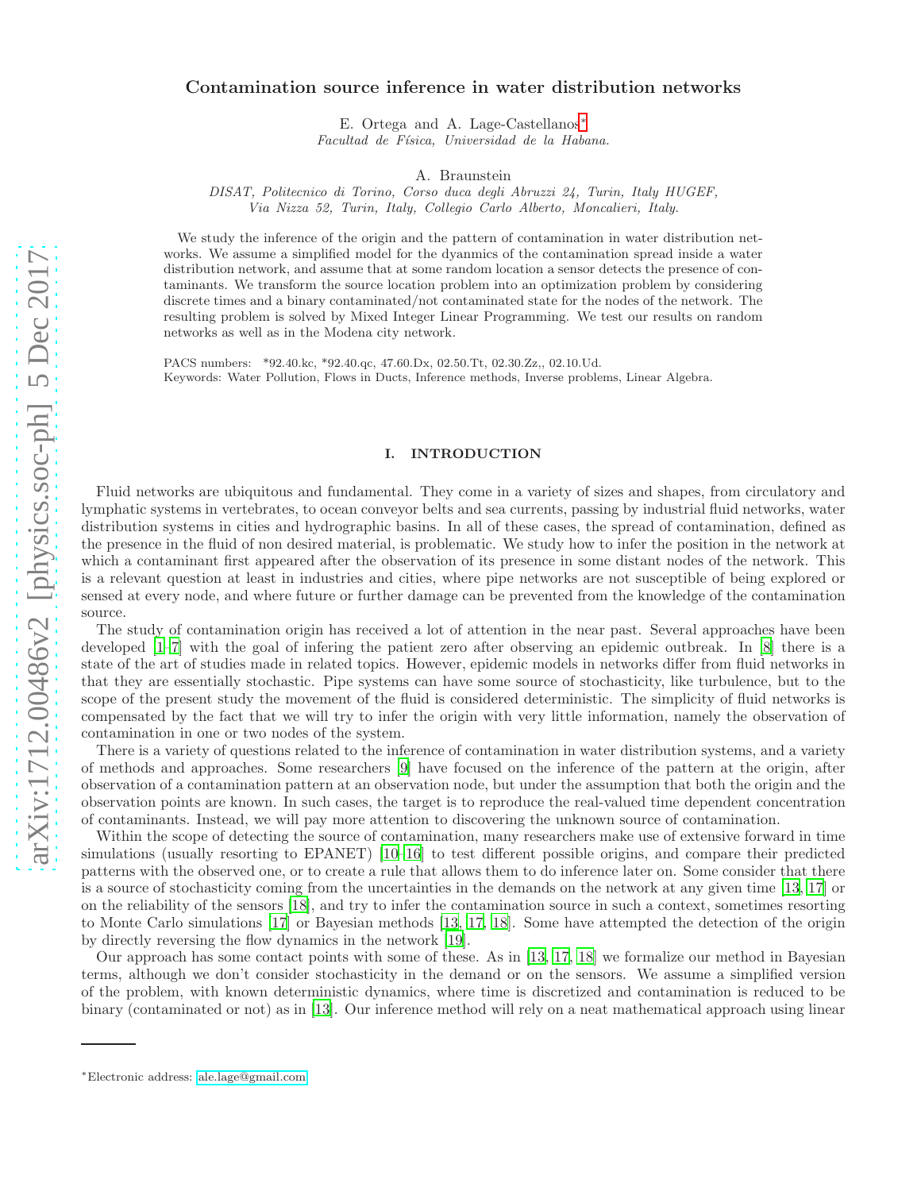# Contamination source inference in water distribution networks

E. Ortega and A. Lage-Castellanos*

*Facultad de Física, Universidad de la Habana.*

A. Braunstein

*DISAT, Politecnico di Torino, Corso duca degli Abruzzi 24, Turin, Italy HUGEF, Via Nizza 52, Turin, Italy, Collegio Carlo Alberto, Moncalieri, Italy.*

We study the inference of the origin and the pattern of contamination in water distribution networks. We assume a simplified model for the dyanmics of the contamination spread inside a water distribution network, and assume that at some random location a sensor detects the presence of contaminants. We transform the source location problem into an optimization problem by considering discrete times and a binary contaminated/not contaminated state for the nodes of the network. The resulting problem is solved by Mixed Integer Linear Programming. We test our results on random networks as well as in the Modena city network.

PACS numbers: *92.40.kc, *92.40.qc, 47.60.Dx, 02.50.Tt, 02.30.Zz,, 02.10.Ud.
Keywords: Water Pollution, Flows in Ducts, Inference methods, Inverse problems, Linear Algebra.

## I. INTRODUCTION

Fluid networks are ubiquitous and fundamental. They come in a variety of sizes and shapes, from circulatory and lymphatic systems in vertebrates, to ocean conveyor belts and sea currents, passing by industrial fluid networks, water distribution systems in cities and hydrographic basins. In all of these cases, the spread of contamination, defined as the presence in the fluid of non desired material, is problematic. We study how to infer the position in the network at which a contaminant first appeared after the observation of its presence in some distant nodes of the network. This is a relevant question at least in industries and cities, where pipe networks are not susceptible of being explored or sensed at every node, and where future or further damage can be prevented from the knowledge of the contamination source.

The study of contamination origin has received a lot of attention in the near past. Several approaches have been developed [1–7] with the goal of infering the patient zero after observing an epidemic outbreak. In [8] there is a state of the art of studies made in related topics. However, epidemic models in networks differ from fluid networks in that they are essentially stochastic. Pipe systems can have some source of stochasticity, like turbulence, but to the scope of the present study the movement of the fluid is considered deterministic. The simplicity of fluid networks is compensated by the fact that we will try to infer the origin with very little information, namely the observation of contamination in one or two nodes of the system.

There is a variety of questions related to the inference of contamination in water distribution systems, and a variety of methods and approaches. Some researchers [9] have focused on the inference of the pattern at the origin, after observation of a contamination pattern at an observation node, but under the assumption that both the origin and the observation points are known. In such cases, the target is to reproduce the real-valued time dependent concentration of contaminants. Instead, we will pay more attention to discovering the unknown source of contamination.

Within the scope of detecting the source of contamination, many researchers make use of extensive forward in time simulations (usually resorting to EPANET) [10–16] to test different possible origins, and compare their predicted patterns with the observed one, or to create a rule that allows them to do inference later on. Some consider that there is a source of stochasticity coming from the uncertainties in the demands on the network at any given time [13, 17] or on the reliability of the sensors [18], and try to infer the contamination source in such a context, sometimes resorting to Monte Carlo simulations [17] or Bayesian methods [13, 17, 18]. Some have attempted the detection of the origin by directly reversing the flow dynamics in the network [19].

Our approach has some contact points with some of these. As in [13, 17, 18] we formalize our method in Bayesian terms, although we don't consider stochasticity in the demand or on the sensors. We assume a simplified version of the problem, with known deterministic dynamics, where time is discretized and contamination is reduced to be binary (contaminated or not) as in [13]. Our inference method will rely on a neat mathematical approach using linear

*Electronic address: ale.lage@gmail.com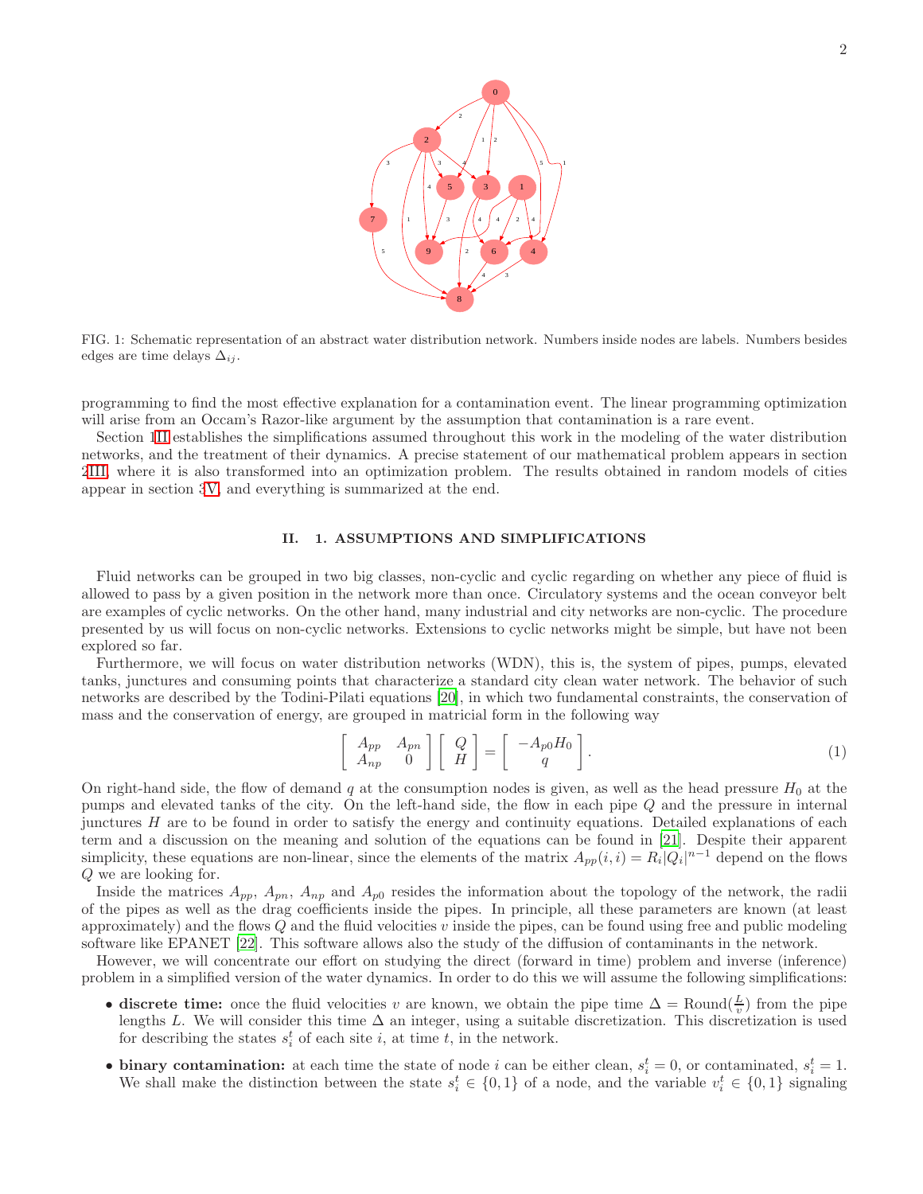FIG. 1: Schematic representation of an abstract water distribution network. Numbers inside nodes are labels. Numbers besides edges are time delays $\Delta_{ij}$.

programming to find the most effective explanation for a contamination event. The linear programming optimization will arise from an Occam's Razor-like argument by the assumption that contamination is a rare event.

Section 1II establishes the simplifications assumed throughout this work in the modeling of the water distribution networks, and the treatment of their dynamics. A precise statement of our mathematical problem appears in section 2III, where it is also transformed into an optimization problem. The results obtained in random models of cities appear in section 3V, and everything is summarized at the end.

## II. 1. ASSUMPTIONS AND SIMPLIFICATIONS

Fluid networks can be grouped in two big classes, non-cyclic and cyclic regarding on whether any piece of fluid is allowed to pass by a given position in the network more than once. Circulatory systems and the ocean conveyor belt are examples of cyclic networks. On the other hand, many industrial and city networks are non-cyclic. The procedure presented by us will focus on non-cyclic networks. Extensions to cyclic networks might be simple, but have not been explored so far.

Furthermore, we will focus on water distribution networks (WDN), this is, the system of pipes, pumps, elevated tanks, junctures and consuming points that characterize a standard city clean water network. The behavior of such networks are described by the Todini-Pilati equations [20], in which two fundamental constraints, the conservation of mass and the conservation of energy, are grouped in matricial form in the following way

$$
\begin{bmatrix} A_{pp} & A_{pn} \\ A_{np} & 0 \end{bmatrix} \begin{bmatrix} Q \\ H \end{bmatrix} = \begin{bmatrix} -A_{p0}H_0 \\ q \end{bmatrix}. \tag{1}
$$

On right-hand side, the flow of demand $q$ at the consumption nodes is given, as well as the head pressure $H_0$ at the pumps and elevated tanks of the city. On the left-hand side, the flow in each pipe $Q$ and the pressure in internal junctures $H$ are to be found in order to satisfy the energy and continuity equations. Detailed explanations of each term and a discussion on the meaning and solution of the equations can be found in [21]. Despite their apparent simplicity, these equations are non-linear, since the elements of the matrix $A_{pp}(i,i) = R_i|Q_i|^{n-1}$ depend on the flows $Q$ we are looking for.

Inside the matrices $A_{pp}$, $A_{pn}$, $A_{np}$ and $A_{p0}$ resides the information about the topology of the network, the radii of the pipes as well as the drag coefficients inside the pipes. In principle, all these parameters are known (at least approximately) and the flows $Q$ and the fluid velocities $v$ inside the pipes, can be found using free and public modeling software like EPANET [22]. This software allows also the study of the diffusion of contaminants in the network.

However, we will concentrate our effort on studying the direct (forward in time) problem and inverse (inference) problem in a simplified version of the water dynamics. In order to do this we will assume the following simplifications:

- **discrete time:** once the fluid velocities $v$ are known, we obtain the pipe time $\Delta = \text{Round}(\frac{L}{v})$ from the pipe lengths $L$. We will consider this time $\Delta$ an integer, using a suitable discretization. This discretization is used for describing the states $s_i^t$ of each site $i$, at time $t$, in the network.
- **binary contamination:** at each time the state of node $i$ can be either clean, $s_i^t = 0$, or contaminated, $s_i^t = 1$. We shall make the distinction between the state $s_i^t \in \{0, 1\}$ of a node, and the variable $v_i^t \in \{0, 1\}$ signaling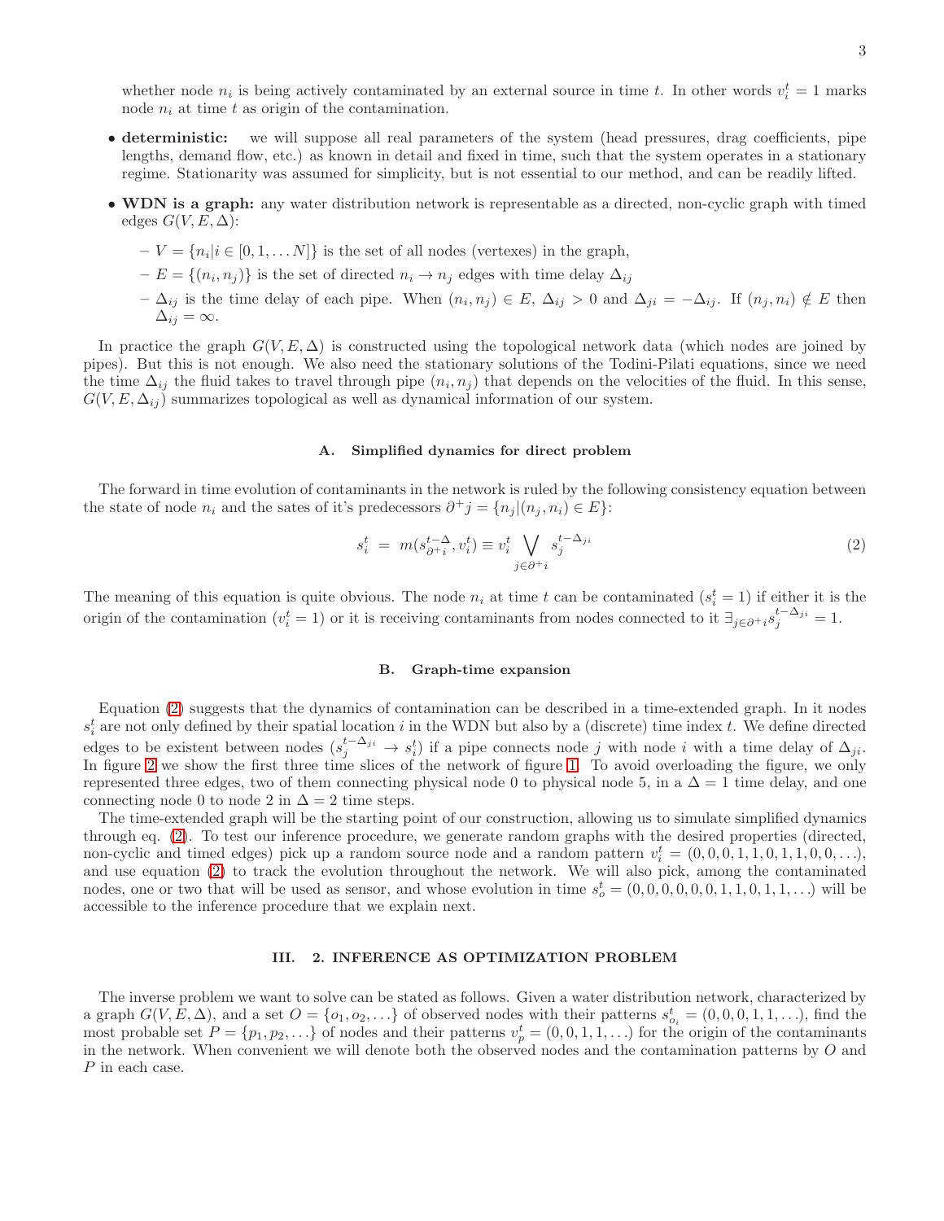whether node $n_i$ is being actively contaminated by an external source in time $t$. In other words $v_i^t = 1$ marks node $n_i$ at time $t$ as origin of the contamination.

- **deterministic:** we will suppose all real parameters of the system (head pressures, drag coefficients, pipe lengths, demand flow, etc.) as known in detail and fixed in time, such that the system operates in a stationary regime. Stationarity was assumed for simplicity, but is not essential to our method, and can be readily lifted.
- **WDN is a graph:** any water distribution network is representable as a directed, non-cyclic graph with timed edges $G(V, E, \Delta)$:
  - $V = \{n_i | i \in [0, 1, \ldots N]\}$ is the set of all nodes (vertexes) in the graph,
  - $E = \{(n_i, n_j)\}$ is the set of directed $n_i \to n_j$ edges with time delay $\Delta_{ij}$
  - $\Delta_{ij}$ is the time delay of each pipe. When $(n_i, n_j) \in E$, $\Delta_{ij} > 0$ and $\Delta_{ji} = -\Delta_{ij}$. If $(n_j, n_i) \notin E$ then $\Delta_{ij} = \infty$.

In practice the graph $G(V, E, \Delta)$ is constructed using the topological network data (which nodes are joined by pipes). But this is not enough. We also need the stationary solutions of the Todini-Pilati equations, since we need the time $\Delta_{ij}$ the fluid takes to travel through pipe $(n_i, n_j)$ that depends on the velocities of the fluid. In this sense, $G(V, E, \Delta_{ij})$ summarizes topological as well as dynamical information of our system.

### A. Simplified dynamics for direct problem

The forward in time evolution of contaminants in the network is ruled by the following consistency equation between the state of node $n_i$ and the sates of it's predecessors $\partial^+ j = \{n_j | (n_j, n_i) \in E\}$:

$$s_i^t \;=\; m(s_{\partial^+ i}^{t-\Delta}, v_i^t) \equiv v_i^t \bigvee_{j \in \partial^+ i} s_j^{t-\Delta_{ji}} \tag{2}$$

The meaning of this equation is quite obvious. The node $n_i$ at time $t$ can be contaminated ($s_i^t = 1$) if either it is the origin of the contamination ($v_i^t = 1$) or it is receiving contaminants from nodes connected to it $\exists_{j \in \partial^+ i} s_j^{t-\Delta_{ji}} = 1$.

### B. Graph-time expansion

Equation (2) suggests that the dynamics of contamination can be described in a time-extended graph. In it nodes $s_i^t$ are not only defined by their spatial location $i$ in the WDN but also by a (discrete) time index $t$. We define directed edges to be existent between nodes ($s_j^{t-\Delta_{ji}} \to s_i^t$) if a pipe connects node $j$ with node $i$ with a time delay of $\Delta_{ji}$. In figure 2 we show the first three time slices of the network of figure 1. To avoid overloading the figure, we only represented three edges, two of them connecting physical node 0 to physical node 5, in a $\Delta = 1$ time delay, and one connecting node 0 to node 2 in $\Delta = 2$ time steps.

The time-extended graph will be the starting point of our construction, allowing us to simulate simplified dynamics through eq. (2). To test our inference procedure, we generate random graphs with the desired properties (directed, non-cyclic and timed edges) pick up a random source node and a random pattern $v_i^t = (0, 0, 0, 1, 1, 0, 1, 1, 0, 0, \ldots)$, and use equation (2) to track the evolution throughout the network. We will also pick, among the contaminated nodes, one or two that will be used as sensor, and whose evolution in time $s_o^t = (0, 0, 0, 0, 0, 0, 1, 1, 0, 1, 1, \ldots)$ will be accessible to the inference procedure that we explain next.

## III. 2. INFERENCE AS OPTIMIZATION PROBLEM

The inverse problem we want to solve can be stated as follows. Given a water distribution network, characterized by a graph $G(V, E, \Delta)$, and a set $O = \{o_1, o_2, \ldots\}$ of observed nodes with their patterns $s_{o_i}^t = (0, 0, 0, 1, 1, \ldots)$, find the most probable set $P = \{p_1, p_2, \ldots\}$ of nodes and their patterns $v_p^t = (0, 0, 1, 1, \ldots)$ for the origin of the contaminants in the network. When convenient we will denote both the observed nodes and the contamination patterns by $O$ and $P$ in each case.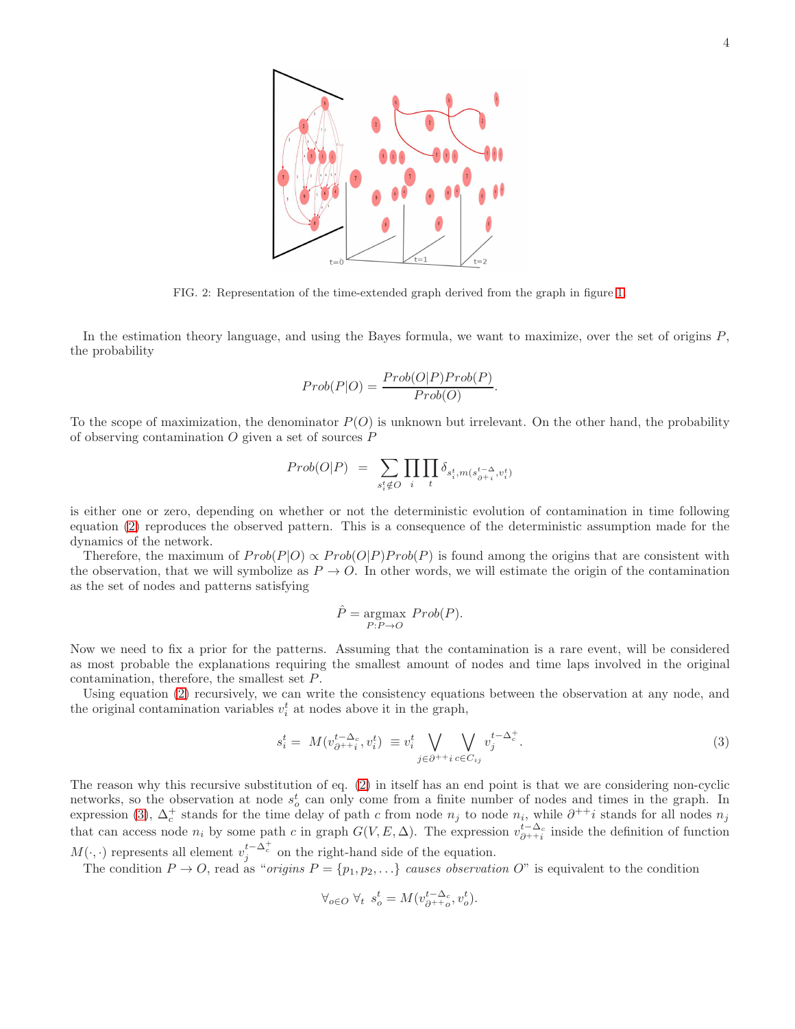FIG. 2: Representation of the time-extended graph derived from the graph in figure 1.

In the estimation theory language, and using the Bayes formula, we want to maximize, over the set of origins $P$, the probability

$$Prob(P|O) = \frac{Prob(O|P)Prob(P)}{Prob(O)}.$$

To the scope of maximization, the denominator $P(O)$ is unknown but irrelevant. On the other hand, the probability of observing contamination $O$ given a set of sources $P$

$$Prob(O|P) \;\; = \;\; \sum_{s_i^t \notin O} \prod_i \prod_t \delta_{s_i^t, m(s_{\partial + i}^{t-\Delta}, v_i^t)}$$

is either one or zero, depending on whether or not the deterministic evolution of contamination in time following equation (2) reproduces the observed pattern. This is a consequence of the deterministic assumption made for the dynamics of the network.

Therefore, the maximum of $Prob(P|O) \propto Prob(O|P)Prob(P)$ is found among the origins that are consistent with the observation, that we will symbolize as $P \to O$. In other words, we will estimate the origin of the contamination as the set of nodes and patterns satisfying

$$\hat{P} = \underset{P:P\to O}{\text{argmax}} \; Prob(P).$$

Now we need to fix a prior for the patterns. Assuming that the contamination is a rare event, will be considered as most probable the explanations requiring the smallest amount of nodes and time laps involved in the original contamination, therefore, the smallest set $P$.

Using equation (2) recursively, we can write the consistency equations between the observation at any node, and the original contamination variables $v_i^t$ at nodes above it in the graph,

$$s_i^t = \; M(v_{\partial^{++}i}^{t-\Delta_c}, v_i^t) \; \equiv v_i^t \bigvee_{j \in \partial^{++}i} \bigvee_{c \in C_{ij}} v_j^{t-\Delta_c^+}. \tag{3}$$

The reason why this recursive substitution of eq. (2) in itself has an end point is that we are considering non-cyclic networks, so the observation at node $s_o^t$ can only come from a finite number of nodes and times in the graph. In expression (3), $\Delta_c^+$ stands for the time delay of path $c$ from node $n_j$ to node $n_i$, while $\partial^{++}i$ stands for all nodes $n_j$ that can access node $n_i$ by some path $c$ in graph $G(V, E, \Delta)$. The expression $v_{\partial^{++}i}^{t-\Delta_c}$ inside the definition of function $M(\cdot, \cdot)$ represents all element $v_j^{t-\Delta_c^+}$ on the right-hand side of the equation.

The condition $P \to O$, read as "*origins* $P = \{p_1, p_2, \ldots\}$ *causes observation* $O$" is equivalent to the condition

$$\forall_{o \in O} \; \forall_t \;\; s_o^t = M(v_{\partial^{++}o}^{t-\Delta_c}, v_o^t).$$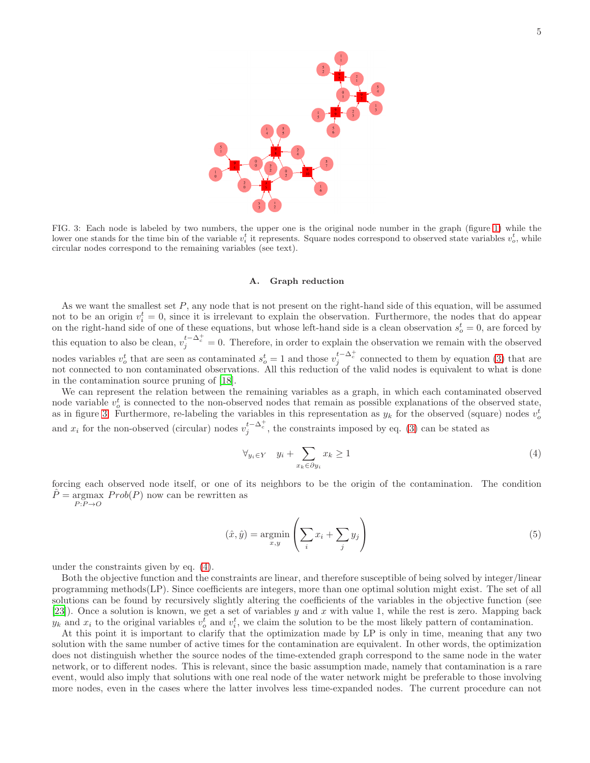FIG. 3: Each node is labeled by two numbers, the upper one is the original node number in the graph (figure 1) while the lower one stands for the time bin of the variable $v_i^t$ it represents. Square nodes correspond to observed state variables $v_o^t$, while circular nodes correspond to the remaining variables (see text).

### A. Graph reduction

As we want the smallest set $P$, any node that is not present on the right-hand side of this equation, will be assumed not to be an origin $v_i^t = 0$, since it is irrelevant to explain the observation. Furthermore, the nodes that do appear on the right-hand side of one of these equations, but whose left-hand side is a clean observation $s_o^t = 0$, are forced by this equation to also be clean, $v_j^{t-\Delta_c^+} = 0$. Therefore, in order to explain the observation we remain with the observed nodes variables $v_o^t$ that are contaminated $s_o^t = 1$ and those $v_j^{t-\Delta_c^+}$ connected to them by equation (3) that are not connected to non contaminated observations. All this reduction of the valid nodes is equivalent to what is done in the contamination source pruning of [18].

We can represent the relation between the remaining variables as a graph, in which each contaminated observed node variable $v_o^t$ is connected to the non-observed nodes that remain as possible explanations of the observed state, as in figure 3. Furthermore, re-labeling the variables in this representation as $y_k$ for the observed (square) nodes $v_o^t$ and $x_i$ for the non-observed (circular) nodes $v_j^{t-\Delta_c^+}$, the constraints imposed by eq. (3) can be stated as

$$\forall_{y_i \in Y} \quad y_i + \sum_{x_k \in \partial y_i} x_k \geq 1 \tag{4}$$

forcing each observed node itself, or one of its neighbors to be the origin of the contamination. The condition $\hat{P} = \underset{P:P\to O}{\operatorname{argmax}} \; Prob(P)$ now can be rewritten as

$$(\hat{x}, \hat{y}) = \underset{x,y}{\operatorname{argmin}} \left( \sum_i x_i + \sum_j y_j \right) \tag{5}$$

under the constraints given by eq. (4).

Both the objective function and the constraints are linear, and therefore susceptible of being solved by integer/linear programming methods(LP). Since coefficients are integers, more than one optimal solution might exist. The set of all solutions can be found by recursively slightly altering the coefficients of the variables in the objective function (see [23]). Once a solution is known, we get a set of variables $y$ and $x$ with value 1, while the rest is zero. Mapping back $y_k$ and $x_i$ to the original variables $v_o^t$ and $v_i^t$, we claim the solution to be the most likely pattern of contamination.

At this point it is important to clarify that the optimization made by LP is only in time, meaning that any two solution with the same number of active times for the contamination are equivalent. In other words, the optimization does not distinguish whether the source nodes of the time-extended graph correspond to the same node in the water network, or to different nodes. This is relevant, since the basic assumption made, namely that contamination is a rare event, would also imply that solutions with one real node of the water network might be preferable to those involving more nodes, even in the cases where the latter involves less time-expanded nodes. The current procedure can not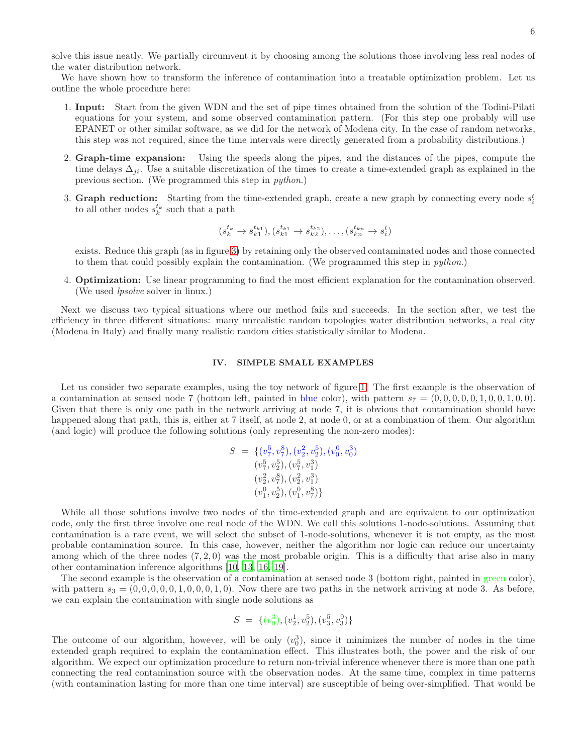solve this issue neatly. We partially circumvent it by choosing among the solutions those involving less real nodes of the water distribution network.

We have shown how to transform the inference of contamination into a treatable optimization problem. Let us outline the whole procedure here:

1. **Input:** Start from the given WDN and the set of pipe times obtained from the solution of the Todini-Pilati equations for your system, and some observed contamination pattern. (For this step one probably will use EPANET or other similar software, as we did for the network of Modena city. In the case of random networks, this step was not required, since the time intervals were directly generated from a probability distributions.)

2. **Graph-time expansion:** Using the speeds along the pipes, and the distances of the pipes, compute the time delays $\Delta_{ji}$. Use a suitable discretization of the times to create a time-extended graph as explained in the previous section. (We programmed this step in *python*.)

3. **Graph reduction:** Starting from the time-extended graph, create a new graph by connecting every node $s_i^t$ to all other nodes $s_k^{t_k}$ such that a path

$$(s_k^{t_k} \to s_{k1}^{t_{k1}}), (s_{k1}^{t_{k1}} \to s_{k2}^{t_{k2}}), \ldots, (s_{kn}^{t_{kn}} \to s_i^t)$$

exists. Reduce this graph (as in figure 3) by retaining only the observed contaminated nodes and those connected to them that could possibly explain the contamination. (We programmed this step in *python*.)

4. **Optimization:** Use linear programming to find the most efficient explanation for the contamination observed. (We used *lpsolve* solver in linux.)

Next we discuss two typical situations where our method fails and succeeds. In the section after, we test the efficiency in three different situations: many unrealistic random topologies water distribution networks, a real city (Modena in Italy) and finally many realistic random cities statistically similar to Modena.

## IV. SIMPLE SMALL EXAMPLES

Let us consider two separate examples, using the toy network of figure 1. The first example is the observation of a contamination at sensed node 7 (bottom left, painted in blue color), with pattern $s_7 = (0,0,0,0,0,1,0,0,1,0,0)$. Given that there is only one path in the network arriving at node 7, it is obvious that contamination should have happened along that path, this is, either at 7 itself, at node 2, at node 0, or at a combination of them. Our algorithm (and logic) will produce the following solutions (only representing the non-zero modes):

$$\begin{aligned} S \;=\; \{&(v_7^5, v_7^8), (v_2^2, v_2^5), (v_0^0, v_0^3) \\ &(v_7^5, v_2^5), (v_7^5, v_1^3) \\ &(v_2^2, v_7^8), (v_2^2, v_1^3) \\ &(v_1^0, v_2^5), (v_1^0, v_7^8)\} \end{aligned}$$

While all those solutions involve two nodes of the time-extended graph and are equivalent to our optimization code, only the first three involve one real node of the WDN. We call this solutions 1-node-solutions. Assuming that contamination is a rare event, we will select the subset of 1-node-solutions, whenever it is not empty, as the most probable contamination source. In this case, however, neither the algorithm nor logic can reduce our uncertainty among which of the three nodes $(7,2,0)$ was the most probable origin. This is a difficulty that arise also in many other contamination inference algorithms [10, 13, 16, 19].

The second example is the observation of a contamination at sensed node 3 (bottom right, painted in green color), with pattern $s_3 = (0,0,0,0,0,1,0,0,0,1,0)$. Now there are two paths in the network arriving at node 3. As before, we can explain the contamination with single node solutions as

$$S \;=\; \{(v_0^3), (v_2^1, v_2^5), (v_3^5, v_3^9)\}$$

The outcome of our algorithm, however, will be only $(v_0^3)$, since it minimizes the number of nodes in the time extended graph required to explain the contamination effect. This illustrates both, the power and the risk of our algorithm. We expect our optimization procedure to return non-trivial inference whenever there is more than one path connecting the real contamination source with the observation nodes. At the same time, complex in time patterns (with contamination lasting for more than one time interval) are susceptible of being over-simplified. That would be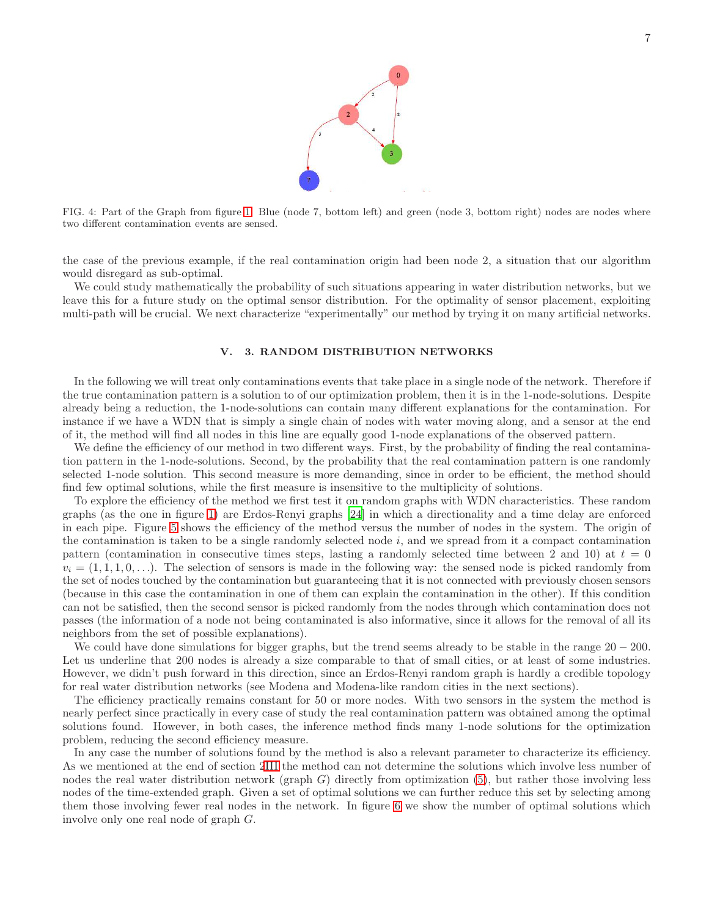FIG. 4: Part of the Graph from figure 1. Blue (node 7, bottom left) and green (node 3, bottom right) nodes are nodes where two different contamination events are sensed.

the case of the previous example, if the real contamination origin had been node 2, a situation that our algorithm would disregard as sub-optimal.

We could study mathematically the probability of such situations appearing in water distribution networks, but we leave this for a future study on the optimal sensor distribution. For the optimality of sensor placement, exploiting multi-path will be crucial. We next characterize "experimentally" our method by trying it on many artificial networks.

## V. 3. RANDOM DISTRIBUTION NETWORKS

In the following we will treat only contaminations events that take place in a single node of the network. Therefore if the true contamination pattern is a solution to of our optimization problem, then it is in the 1-node-solutions. Despite already being a reduction, the 1-node-solutions can contain many different explanations for the contamination. For instance if we have a WDN that is simply a single chain of nodes with water moving along, and a sensor at the end of it, the method will find all nodes in this line are equally good 1-node explanations of the observed pattern.

We define the efficiency of our method in two different ways. First, by the probability of finding the real contamination pattern in the 1-node-solutions. Second, by the probability that the real contamination pattern is one randomly selected 1-node solution. This second measure is more demanding, since in order to be efficient, the method should find few optimal solutions, while the first measure is insensitive to the multiplicity of solutions.

To explore the efficiency of the method we first test it on random graphs with WDN characteristics. These random graphs (as the one in figure 1) are Erdos-Renyi graphs [24] in which a directionality and a time delay are enforced in each pipe. Figure 5 shows the efficiency of the method versus the number of nodes in the system. The origin of the contamination is taken to be a single randomly selected node $i$, and we spread from it a compact contamination pattern (contamination in consecutive times steps, lasting a randomly selected time between 2 and 10) at $t = 0$ $v_i = (1, 1, 1, 0, \ldots)$. The selection of sensors is made in the following way: the sensed node is picked randomly from the set of nodes touched by the contamination but guaranteeing that it is not connected with previously chosen sensors (because in this case the contamination in one of them can explain the contamination in the other). If this condition can not be satisfied, then the second sensor is picked randomly from the nodes through which contamination does not passes (the information of a node not being contaminated is also informative, since it allows for the removal of all its neighbors from the set of possible explanations).

We could have done simulations for bigger graphs, but the trend seems already to be stable in the range $20 - 200$. Let us underline that 200 nodes is already a size comparable to that of small cities, or at least of some industries. However, we didn't push forward in this direction, since an Erdos-Renyi random graph is hardly a credible topology for real water distribution networks (see Modena and Modena-like random cities in the next sections).

The efficiency practically remains constant for 50 or more nodes. With two sensors in the system the method is nearly perfect since practically in every case of study the real contamination pattern was obtained among the optimal solutions found. However, in both cases, the inference method finds many 1-node solutions for the optimization problem, reducing the second efficiency measure.

In any case the number of solutions found by the method is also a relevant parameter to characterize its efficiency. As we mentioned at the end of section 2III the method can not determine the solutions which involve less number of nodes the real water distribution network (graph $G$) directly from optimization (5), but rather those involving less nodes of the time-extended graph. Given a set of optimal solutions we can further reduce this set by selecting among them those involving fewer real nodes in the network. In figure 6 we show the number of optimal solutions which involve only one real node of graph $G$.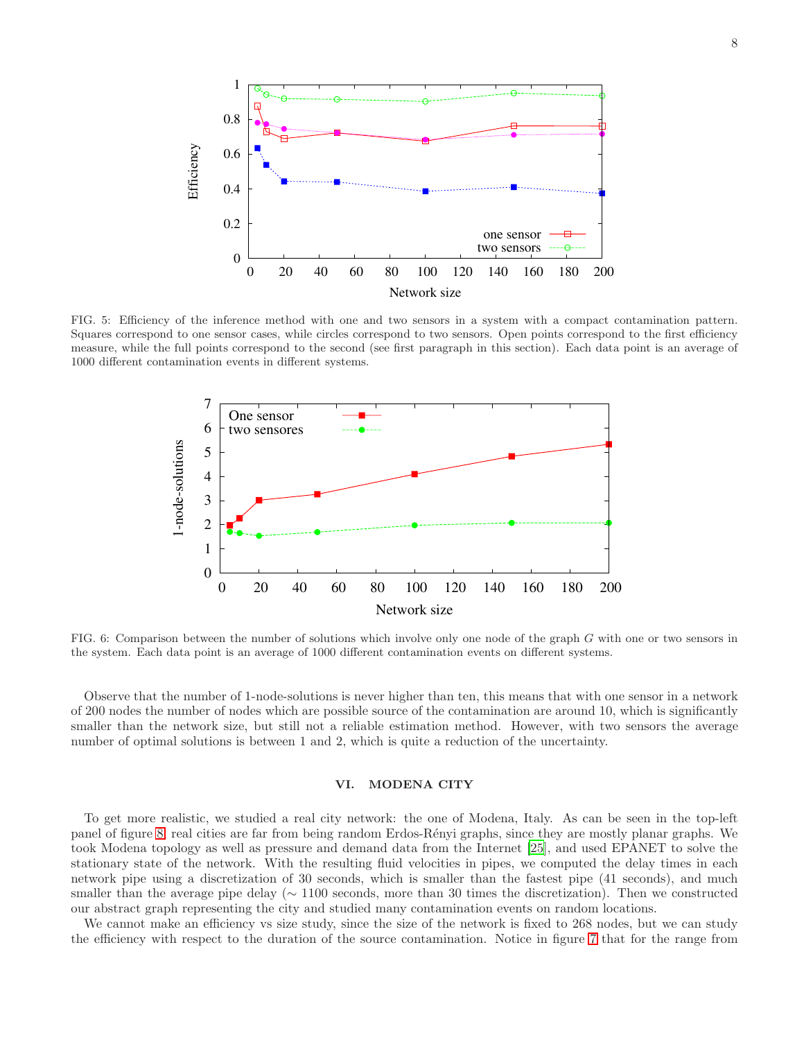FIG. 5: Efficiency of the inference method with one and two sensors in a system with a compact contamination pattern. Squares correspond to one sensor cases, while circles correspond to two sensors. Open points correspond to the first efficiency measure, while the full points correspond to the second (see first paragraph in this section). Each data point is an average of 1000 different contamination events in different systems.

FIG. 6: Comparison between the number of solutions which involve only one node of the graph $G$ with one or two sensors in the system. Each data point is an average of 1000 different contamination events on different systems.

Observe that the number of 1-node-solutions is never higher than ten, this means that with one sensor in a network of 200 nodes the number of nodes which are possible source of the contamination are around 10, which is significantly smaller than the network size, but still not a reliable estimation method. However, with two sensors the average number of optimal solutions is between 1 and 2, which is quite a reduction of the uncertainty.

## VI. MODENA CITY

To get more realistic, we studied a real city network: the one of Modena, Italy. As can be seen in the top-left panel of figure 8, real cities are far from being random Erdos-Rényi graphs, since they are mostly planar graphs. We took Modena topology as well as pressure and demand data from the Internet [25], and used EPANET to solve the stationary state of the network. With the resulting fluid velocities in pipes, we computed the delay times in each network pipe using a discretization of 30 seconds, which is smaller than the fastest pipe (41 seconds), and much smaller than the average pipe delay ($\sim$ 1100 seconds, more than 30 times the discretization). Then we constructed our abstract graph representing the city and studied many contamination events on random locations.

We cannot make an efficiency vs size study, since the size of the network is fixed to 268 nodes, but we can study the efficiency with respect to the duration of the source contamination. Notice in figure 7 that for the range from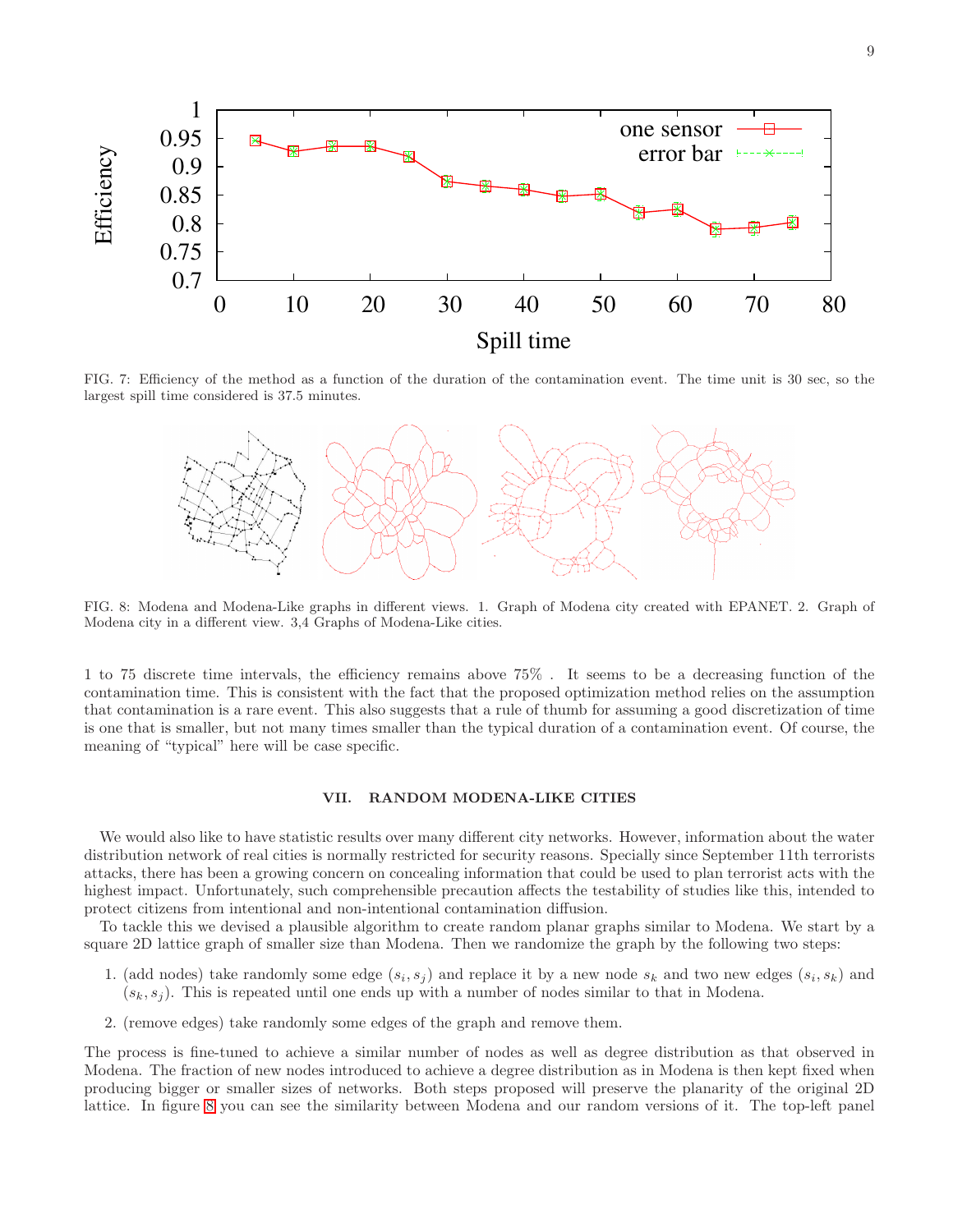FIG. 7: Efficiency of the method as a function of the duration of the contamination event. The time unit is 30 sec, so the largest spill time considered is 37.5 minutes.

FIG. 8: Modena and Modena-Like graphs in different views. 1. Graph of Modena city created with EPANET. 2. Graph of Modena city in a different view. 3,4 Graphs of Modena-Like cities.

1 to 75 discrete time intervals, the efficiency remains above 75% . It seems to be a decreasing function of the contamination time. This is consistent with the fact that the proposed optimization method relies on the assumption that contamination is a rare event. This also suggests that a rule of thumb for assuming a good discretization of time is one that is smaller, but not many times smaller than the typical duration of a contamination event. Of course, the meaning of "typical" here will be case specific.

## VII. RANDOM MODENA-LIKE CITIES

We would also like to have statistic results over many different city networks. However, information about the water distribution network of real cities is normally restricted for security reasons. Specially since September 11th terrorists attacks, there has been a growing concern on concealing information that could be used to plan terrorist acts with the highest impact. Unfortunately, such comprehensible precaution affects the testability of studies like this, intended to protect citizens from intentional and non-intentional contamination diffusion.

To tackle this we devised a plausible algorithm to create random planar graphs similar to Modena. We start by a square 2D lattice graph of smaller size than Modena. Then we randomize the graph by the following two steps:

1. (add nodes) take randomly some edge $(s_i, s_j)$ and replace it by a new node $s_k$ and two new edges $(s_i, s_k)$ and $(s_k, s_j)$. This is repeated until one ends up with a number of nodes similar to that in Modena.

2. (remove edges) take randomly some edges of the graph and remove them.

The process is fine-tuned to achieve a similar number of nodes as well as degree distribution as that observed in Modena. The fraction of new nodes introduced to achieve a degree distribution as in Modena is then kept fixed when producing bigger or smaller sizes of networks. Both steps proposed will preserve the planarity of the original 2D lattice. In figure 8 you can see the similarity between Modena and our random versions of it. The top-left panel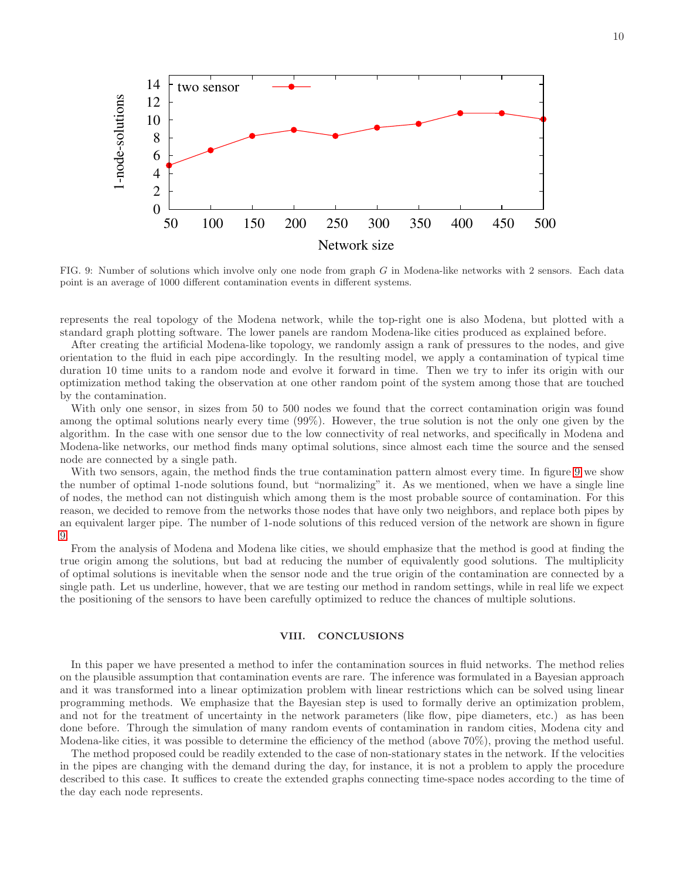FIG. 9: Number of solutions which involve only one node from graph $G$ in Modena-like networks with 2 sensors. Each data point is an average of 1000 different contamination events in different systems.

represents the real topology of the Modena network, while the top-right one is also Modena, but plotted with a standard graph plotting software. The lower panels are random Modena-like cities produced as explained before.

After creating the artificial Modena-like topology, we randomly assign a rank of pressures to the nodes, and give orientation to the fluid in each pipe accordingly. In the resulting model, we apply a contamination of typical time duration 10 time units to a random node and evolve it forward in time. Then we try to infer its origin with our optimization method taking the observation at one other random point of the system among those that are touched by the contamination.

With only one sensor, in sizes from 50 to 500 nodes we found that the correct contamination origin was found among the optimal solutions nearly every time (99%). However, the true solution is not the only one given by the algorithm. In the case with one sensor due to the low connectivity of real networks, and specifically in Modena and Modena-like networks, our method finds many optimal solutions, since almost each time the source and the sensed node are connected by a single path.

With two sensors, again, the method finds the true contamination pattern almost every time. In figure 9 we show the number of optimal 1-node solutions found, but "normalizing" it. As we mentioned, when we have a single line of nodes, the method can not distinguish which among them is the most probable source of contamination. For this reason, we decided to remove from the networks those nodes that have only two neighbors, and replace both pipes by an equivalent larger pipe. The number of 1-node solutions of this reduced version of the network are shown in figure 9.

From the analysis of Modena and Modena like cities, we should emphasize that the method is good at finding the true origin among the solutions, but bad at reducing the number of equivalently good solutions. The multiplicity of optimal solutions is inevitable when the sensor node and the true origin of the contamination are connected by a single path. Let us underline, however, that we are testing our method in random settings, while in real life we expect the positioning of the sensors to have been carefully optimized to reduce the chances of multiple solutions.

## VIII. CONCLUSIONS

In this paper we have presented a method to infer the contamination sources in fluid networks. The method relies on the plausible assumption that contamination events are rare. The inference was formulated in a Bayesian approach and it was transformed into a linear optimization problem with linear restrictions which can be solved using linear programming methods. We emphasize that the Bayesian step is used to formally derive an optimization problem, and not for the treatment of uncertainty in the network parameters (like flow, pipe diameters, etc.) as has been done before. Through the simulation of many random events of contamination in random cities, Modena city and Modena-like cities, it was possible to determine the efficiency of the method (above 70%), proving the method useful.

The method proposed could be readily extended to the case of non-stationary states in the network. If the velocities in the pipes are changing with the demand during the day, for instance, it is not a problem to apply the procedure described to this case. It suffices to create the extended graphs connecting time-space nodes according to the time of the day each node represents.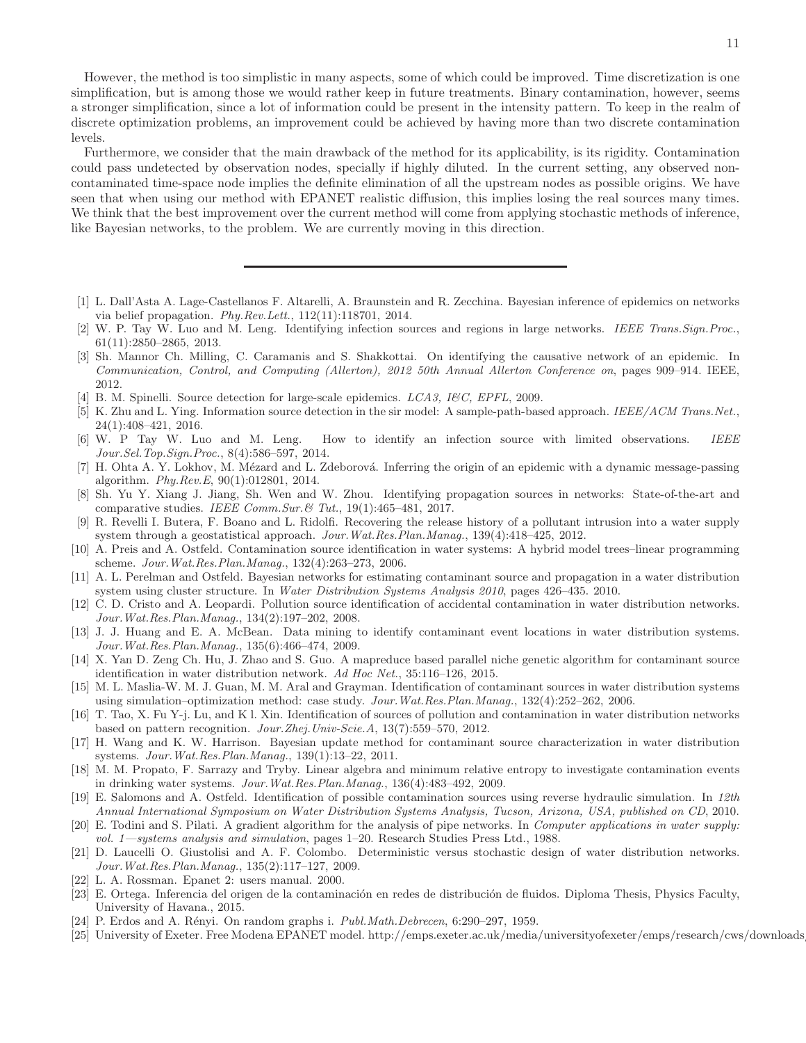However, the method is too simplistic in many aspects, some of which could be improved. Time discretization is one simplification, but is among those we would rather keep in future treatments. Binary contamination, however, seems a stronger simplification, since a lot of information could be present in the intensity pattern. To keep in the realm of discrete optimization problems, an improvement could be achieved by having more than two discrete contamination levels.

Furthermore, we consider that the main drawback of the method for its applicability, is its rigidity. Contamination could pass undetected by observation nodes, specially if highly diluted. In the current setting, any observed non-contaminated time-space node implies the definite elimination of all the upstream nodes as possible origins. We have seen that when using our method with EPANET realistic diffusion, this implies losing the real sources many times. We think that the best improvement over the current method will come from applying stochastic methods of inference, like Bayesian networks, to the problem. We are currently moving in this direction.

---

[1] L. Dall'Asta A. Lage-Castellanos F. Altarelli, A. Braunstein and R. Zecchina. Bayesian inference of epidemics on networks via belief propagation. *Phy.Rev.Lett.*, 112(11):118701, 2014.

[2] W. P. Tay W. Luo and M. Leng. Identifying infection sources and regions in large networks. *IEEE Trans.Sign.Proc.*, 61(11):2850–2865, 2013.

[3] Sh. Mannor Ch. Milling, C. Caramanis and S. Shakkottai. On identifying the causative network of an epidemic. In *Communication, Control, and Computing (Allerton), 2012 50th Annual Allerton Conference on*, pages 909–914. IEEE, 2012.

[4] B. M. Spinelli. Source detection for large-scale epidemics. *LCA3, I&C, EPFL*, 2009.

[5] K. Zhu and L. Ying. Information source detection in the sir model: A sample-path-based approach. *IEEE/ACM Trans.Net.*, 24(1):408–421, 2016.

[6] W. P Tay W. Luo and M. Leng. How to identify an infection source with limited observations. *IEEE Jour.Sel.Top.Sign.Proc.*, 8(4):586–597, 2014.

[7] H. Ohta A. Y. Lokhov, M. Mézard and L. Zdeborová. Inferring the origin of an epidemic with a dynamic message-passing algorithm. *Phy.Rev.E*, 90(1):012801, 2014.

[8] Sh. Yu Y. Xiang J. Jiang, Sh. Wen and W. Zhou. Identifying propagation sources in networks: State-of-the-art and comparative studies. *IEEE Comm.Sur.& Tut.*, 19(1):465–481, 2017.

[9] R. Revelli I. Butera, F. Boano and L. Ridolfi. Recovering the release history of a pollutant intrusion into a water supply system through a geostatistical approach. *Jour.Wat.Res.Plan.Manag.*, 139(4):418–425, 2012.

[10] A. Preis and A. Ostfeld. Contamination source identification in water systems: A hybrid model trees–linear programming scheme. *Jour.Wat.Res.Plan.Manag.*, 132(4):263–273, 2006.

[11] A. L. Perelman and Ostfeld. Bayesian networks for estimating contaminant source and propagation in a water distribution system using cluster structure. In *Water Distribution Systems Analysis 2010*, pages 426–435. 2010.

[12] C. D. Cristo and A. Leopardi. Pollution source identification of accidental contamination in water distribution networks. *Jour.Wat.Res.Plan.Manag.*, 134(2):197–202, 2008.

[13] J. J. Huang and E. A. McBean. Data mining to identify contaminant event locations in water distribution systems. *Jour.Wat.Res.Plan.Manag.*, 135(6):466–474, 2009.

[14] X. Yan D. Zeng Ch. Hu, J. Zhao and S. Guo. A mapreduce based parallel niche genetic algorithm for contaminant source identification in water distribution network. *Ad Hoc Net.*, 35:116–126, 2015.

[15] M. L. Maslia-W. M. J. Guan, M. M. Aral and Grayman. Identification of contaminant sources in water distribution systems using simulation–optimization method: case study. *Jour.Wat.Res.Plan.Manag.*, 132(4):252–262, 2006.

[16] T. Tao, X. Fu Y-j. Lu, and K l. Xin. Identification of sources of pollution and contamination in water distribution networks based on pattern recognition. *Jour.Zhej.Univ-Scie.A*, 13(7):559–570, 2012.

[17] H. Wang and K. W. Harrison. Bayesian update method for contaminant source characterization in water distribution systems. *Jour.Wat.Res.Plan.Manag.*, 139(1):13–22, 2011.

[18] M. M. Propato, F. Sarrazy and Tryby. Linear algebra and minimum relative entropy to investigate contamination events in drinking water systems. *Jour.Wat.Res.Plan.Manag.*, 136(4):483–492, 2009.

[19] E. Salomons and A. Ostfeld. Identification of possible contamination sources using reverse hydraulic simulation. In *12th Annual International Symposium on Water Distribution Systems Analysis, Tucson, Arizona, USA, published on CD*, 2010.

[20] E. Todini and S. Pilati. A gradient algorithm for the analysis of pipe networks. In *Computer applications in water supply: vol. 1—systems analysis and simulation*, pages 1–20. Research Studies Press Ltd., 1988.

[21] D. Laucelli O. Giustolisi and A. F. Colombo. Deterministic versus stochastic design of water distribution networks. *Jour.Wat.Res.Plan.Manag.*, 135(2):117–127, 2009.

[22] L. A. Rossman. Epanet 2: users manual. 2000.

[23] E. Ortega. Inferencia del origen de la contaminación en redes de distribución de fluidos. Diploma Thesis, Physics Faculty, University of Havana., 2015.

[24] P. Erdos and A. Rényi. On random graphs i. *Publ.Math.Debrecen*, 6:290–297, 1959.

[25] University of Exeter. Free Modena EPANET model. http://emps.exeter.ac.uk/media/universityofexeter/emps/research/cws/downloads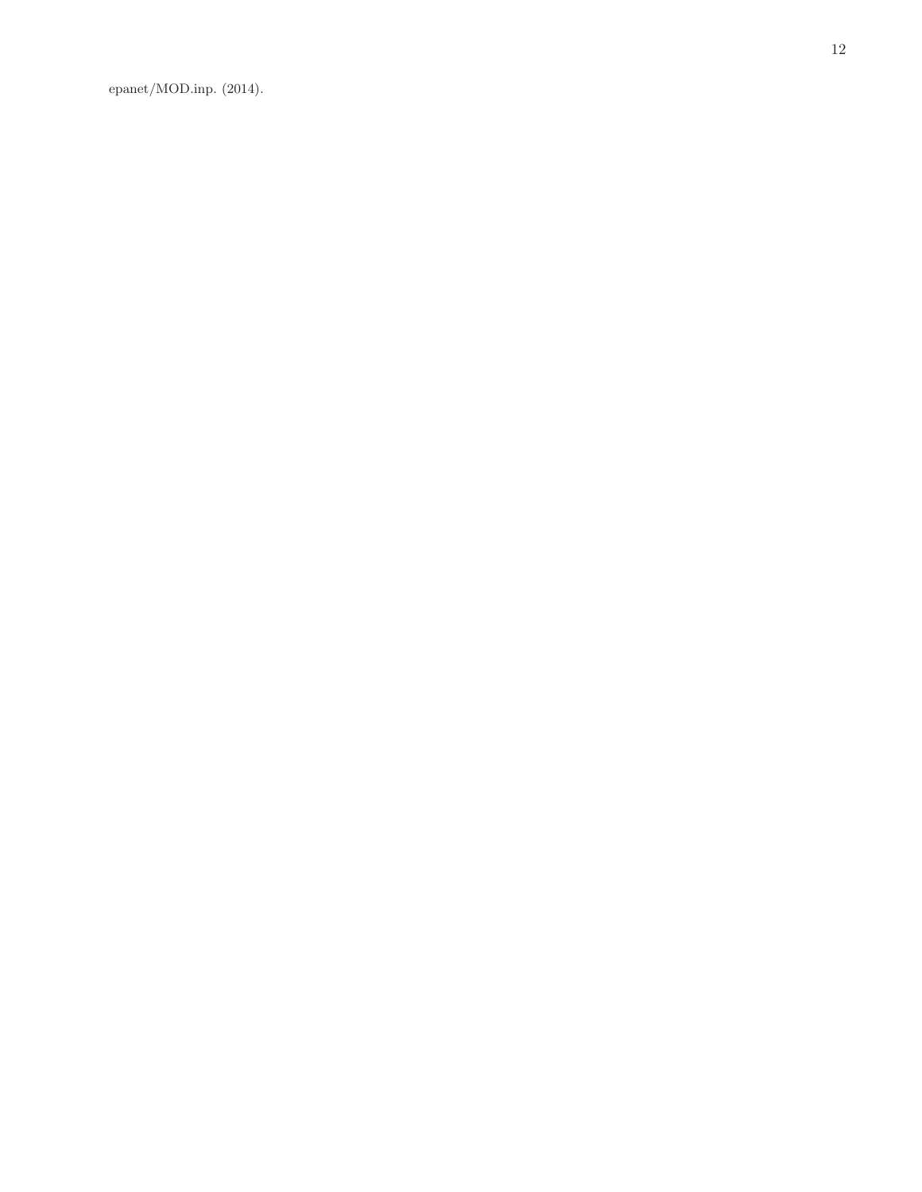epanet/MOD.inp. (2014).